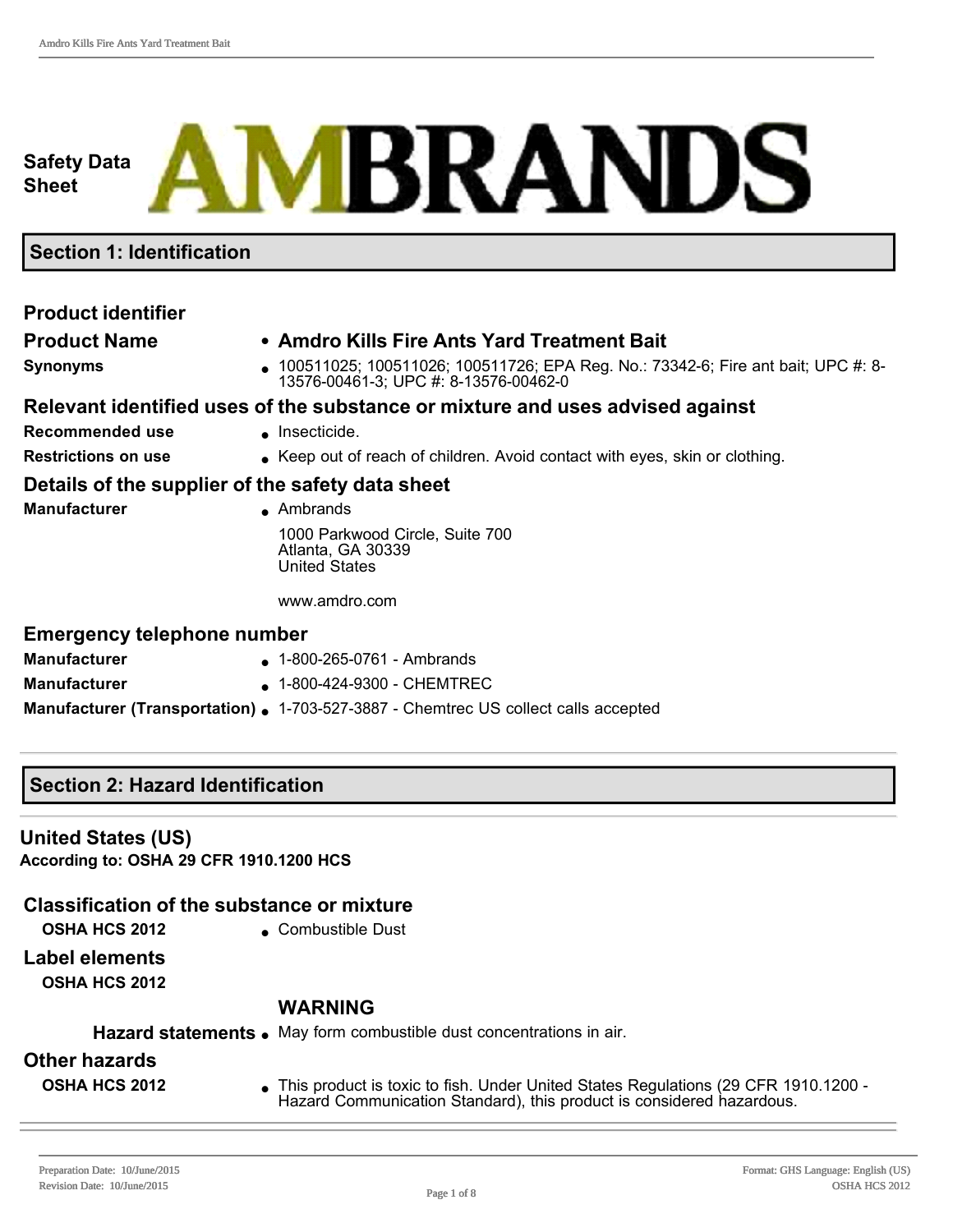Safety Data Sheet

AMBRANDS

## Section 1: Identification

### Product identifier

| | |
|---|---|
| **Product Name** | **Amdro Kills Fire Ants Yard Treatment Bait** |
| **Synonyms** | 100511025; 100511026; 100511726; EPA Reg. No.: 73342-6; Fire ant bait; UPC #: 8-13576-00461-3; UPC #: 8-13576-00462-0 |

### Relevant identified uses of the substance or mixture and uses advised against

| | |
|---|---|
| **Recommended use** | Insecticide. |
| **Restrictions on use** | Keep out of reach of children. Avoid contact with eyes, skin or clothing. |

### Details of the supplier of the safety data sheet

| | |
|---|---|
| **Manufacturer** | Ambrands<br>1000 Parkwood Circle, Suite 700<br>Atlanta, GA 30339<br>United States<br><br>www.amdro.com |

### Emergency telephone number

| | |
|---|---|
| **Manufacturer** | 1-800-265-0761 - Ambrands |
| **Manufacturer** | 1-800-424-9300 - CHEMTREC |
| **Manufacturer (Transportation)** | 1-703-527-3887 - Chemtrec US collect calls accepted |

## Section 2: Hazard Identification

### United States (US)

**According to: OSHA 29 CFR 1910.1200 HCS**

### Classification of the substance or mixture

| | |
|---|---|
| **OSHA HCS 2012** | Combustible Dust |

### Label elements

**OSHA HCS 2012**

**WARNING**

| | |
|---|---|
| **Hazard statements** | May form combustible dust concentrations in air. |

### Other hazards

| | |
|---|---|
| **OSHA HCS 2012** | This product is toxic to fish. Under United States Regulations (29 CFR 1910.1200 - Hazard Communication Standard), this product is considered hazardous. |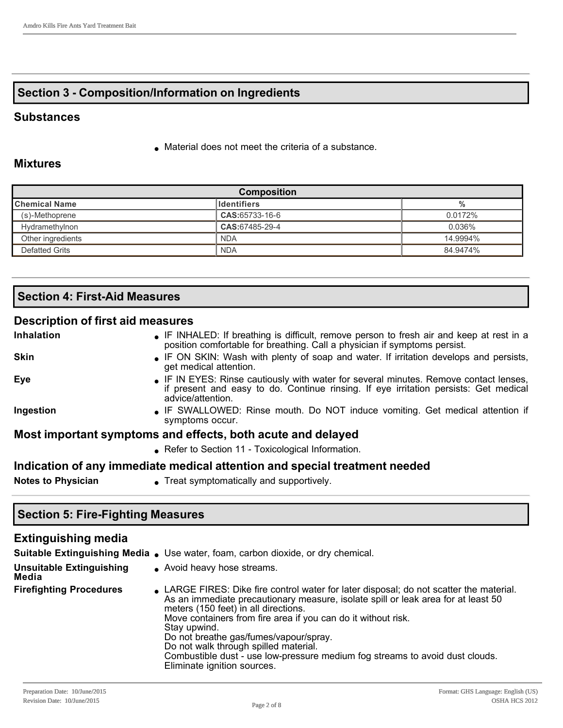## Section 3 - Composition/Information on Ingredients

### Substances

- Material does not meet the criteria of a substance.

### Mixtures

| Composition | | |
|---|---|---|
| **Chemical Name** | **Identifiers** | **%** |
| (s)-Methoprene | **CAS:**65733-16-6 | 0.0172% |
| Hydramethylnon | **CAS:**67485-29-4 | 0.036% |
| Other ingredients | NDA | 14.9994% |
| Defatted Grits | NDA | 84.9474% |

## Section 4: First-Aid Measures

### Description of first aid measures

**Inhalation**
- IF INHALED: If breathing is difficult, remove person to fresh air and keep at rest in a position comfortable for breathing. Call a physician if symptoms persist.

**Skin**
- IF ON SKIN: Wash with plenty of soap and water. If irritation develops and persists, get medical attention.

**Eye**
- IF IN EYES: Rinse cautiously with water for several minutes. Remove contact lenses, if present and easy to do. Continue rinsing. If eye irritation persists: Get medical advice/attention.

**Ingestion**
- IF SWALLOWED: Rinse mouth. Do NOT induce vomiting. Get medical attention if symptoms occur.

### Most important symptoms and effects, both acute and delayed

- Refer to Section 11 - Toxicological Information.

### Indication of any immediate medical attention and special treatment needed

**Notes to Physician**
- Treat symptomatically and supportively.

## Section 5: Fire-Fighting Measures

### Extinguishing media

**Suitable Extinguishing Media**
- Use water, foam, carbon dioxide, or dry chemical.

**Unsuitable Extinguishing Media**
- Avoid heavy hose streams.

**Firefighting Procedures**
- LARGE FIRES: Dike fire control water for later disposal; do not scatter the material.
  As an immediate precautionary measure, isolate spill or leak area for at least 50 meters (150 feet) in all directions.
  Move containers from fire area if you can do it without risk.
  Stay upwind.
  Do not breathe gas/fumes/vapour/spray.
  Do not walk through spilled material.
  Combustible dust - use low-pressure medium fog streams to avoid dust clouds.
  Eliminate ignition sources.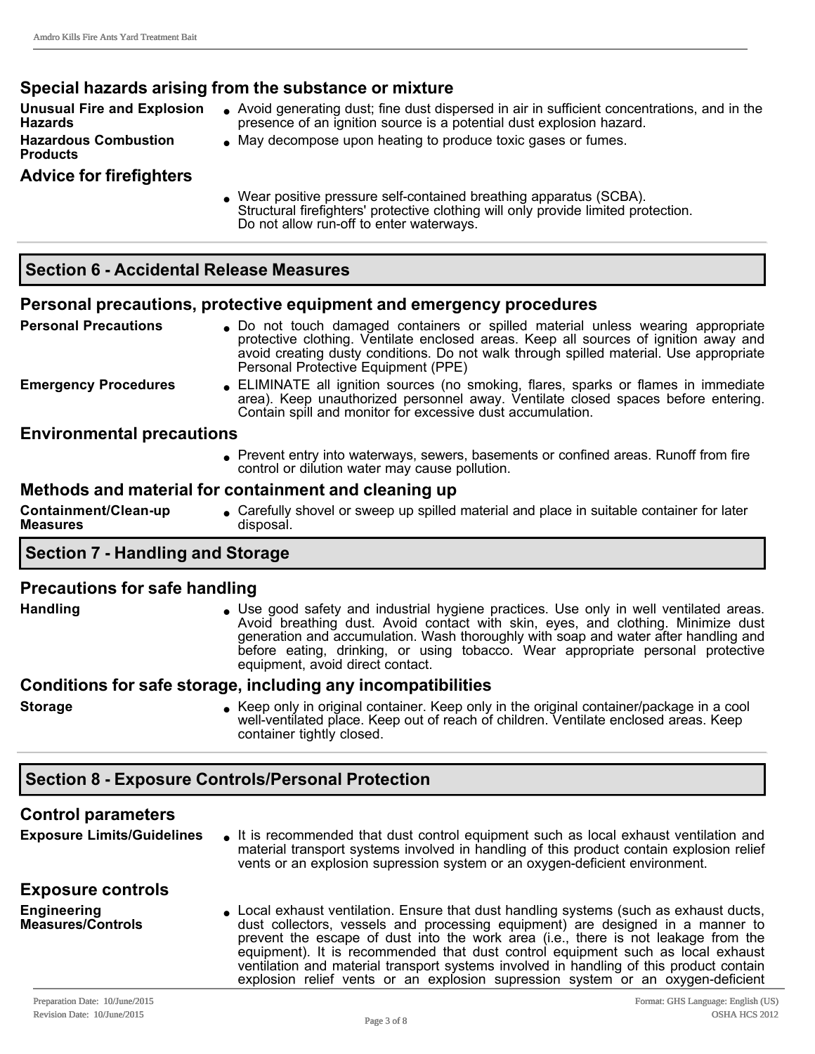### Special hazards arising from the substance or mixture

**Unusual Fire and Explosion Hazards**
- Avoid generating dust; fine dust dispersed in air in sufficient concentrations, and in the presence of an ignition source is a potential dust explosion hazard.

**Hazardous Combustion Products**
- May decompose upon heating to produce toxic gases or fumes.

### Advice for firefighters

- Wear positive pressure self-contained breathing apparatus (SCBA). Structural firefighters' protective clothing will only provide limited protection. Do not allow run-off to enter waterways.

## Section 6 - Accidental Release Measures

### Personal precautions, protective equipment and emergency procedures

**Personal Precautions**
- Do not touch damaged containers or spilled material unless wearing appropriate protective clothing. Ventilate enclosed areas. Keep all sources of ignition away and avoid creating dusty conditions. Do not walk through spilled material. Use appropriate Personal Protective Equipment (PPE)

**Emergency Procedures**
- ELIMINATE all ignition sources (no smoking, flares, sparks or flames in immediate area). Keep unauthorized personnel away. Ventilate closed spaces before entering. Contain spill and monitor for excessive dust accumulation.

### Environmental precautions

- Prevent entry into waterways, sewers, basements or confined areas. Runoff from fire control or dilution water may cause pollution.

### Methods and material for containment and cleaning up

**Containment/Clean-up Measures**
- Carefully shovel or sweep up spilled material and place in suitable container for later disposal.

## Section 7 - Handling and Storage

### Precautions for safe handling

**Handling**
- Use good safety and industrial hygiene practices. Use only in well ventilated areas. Avoid breathing dust. Avoid contact with skin, eyes, and clothing. Minimize dust generation and accumulation. Wash thoroughly with soap and water after handling and before eating, drinking, or using tobacco. Wear appropriate personal protective equipment, avoid direct contact.

### Conditions for safe storage, including any incompatibilities

**Storage**
- Keep only in original container. Keep only in the original container/package in a cool well-ventilated place. Keep out of reach of children. Ventilate enclosed areas. Keep container tightly closed.

## Section 8 - Exposure Controls/Personal Protection

### Control parameters

**Exposure Limits/Guidelines**
- It is recommended that dust control equipment such as local exhaust ventilation and material transport systems involved in handling of this product contain explosion relief vents or an explosion supression system or an oxygen-deficient environment.

### Exposure controls

**Engineering Measures/Controls**
- Local exhaust ventilation. Ensure that dust handling systems (such as exhaust ducts, dust collectors, vessels and processing equipment) are designed in a manner to prevent the escape of dust into the work area (i.e., there is not leakage from the equipment). It is recommended that dust control equipment such as local exhaust ventilation and material transport systems involved in handling of this product contain explosion relief vents or an explosion supression system or an oxygen-deficient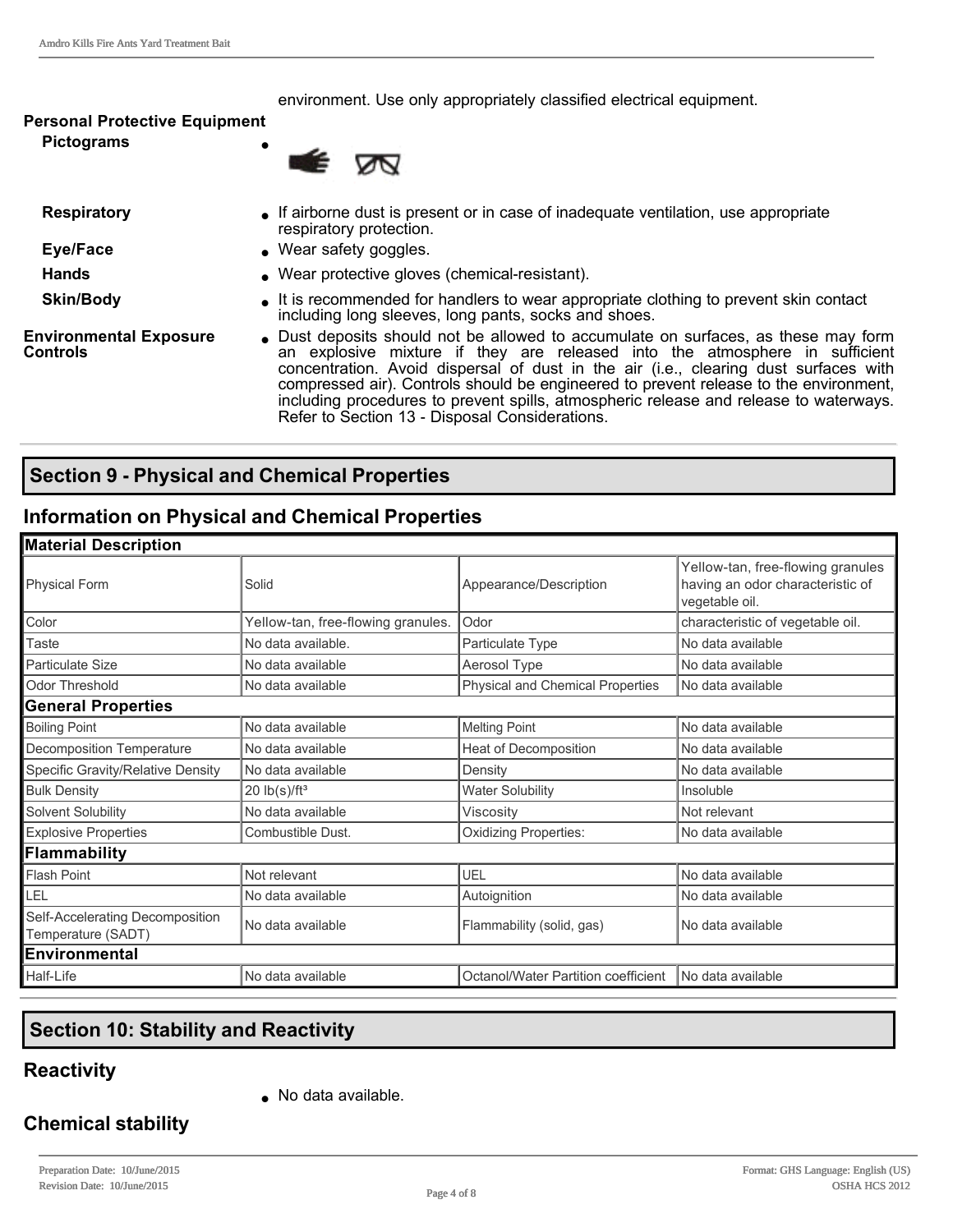environment. Use only appropriately classified electrical equipment.

**Personal Protective Equipment**

- **Pictograms**

- **Respiratory** — If airborne dust is present or in case of inadequate ventilation, use appropriate respiratory protection.
- **Eye/Face** — Wear safety goggles.
- **Hands** — Wear protective gloves (chemical-resistant).
- **Skin/Body** — It is recommended for handlers to wear appropriate clothing to prevent skin contact including long sleeves, long pants, socks and shoes.

**Environmental Exposure Controls**

- Dust deposits should not be allowed to accumulate on surfaces, as these may form an explosive mixture if they are released into the atmosphere in sufficient concentration. Avoid dispersal of dust in the air (i.e., clearing dust surfaces with compressed air). Controls should be engineered to prevent release to the environment, including procedures to prevent spills, atmospheric release and release to waterways. Refer to Section 13 - Disposal Considerations.

## Section 9 - Physical and Chemical Properties

### Information on Physical and Chemical Properties

| **Material Description** | | | |
|---|---|---|---|
| Physical Form | Solid | Appearance/Description | Yellow-tan, free-flowing granules having an odor characteristic of vegetable oil. |
| Color | Yellow-tan, free-flowing granules. | Odor | characteristic of vegetable oil. |
| Taste | No data available. | Particulate Type | No data available |
| Particulate Size | No data available | Aerosol Type | No data available |
| Odor Threshold | No data available | Physical and Chemical Properties | No data available |
| **General Properties** | | | |
| Boiling Point | No data available | Melting Point | No data available |
| Decomposition Temperature | No data available | Heat of Decomposition | No data available |
| Specific Gravity/Relative Density | No data available | Density | No data available |
| Bulk Density | 20 lb(s)/ft³ | Water Solubility | Insoluble |
| Solvent Solubility | No data available | Viscosity | Not relevant |
| Explosive Properties | Combustible Dust. | Oxidizing Properties: | No data available |
| **Flammability** | | | |
| Flash Point | Not relevant | UEL | No data available |
| LEL | No data available | Autoignition | No data available |
| Self-Accelerating Decomposition Temperature (SADT) | No data available | Flammability (solid, gas) | No data available |
| **Environmental** | | | |
| Half-Life | No data available | Octanol/Water Partition coefficient | No data available |

## Section 10: Stability and Reactivity

### Reactivity

- No data available.

### Chemical stability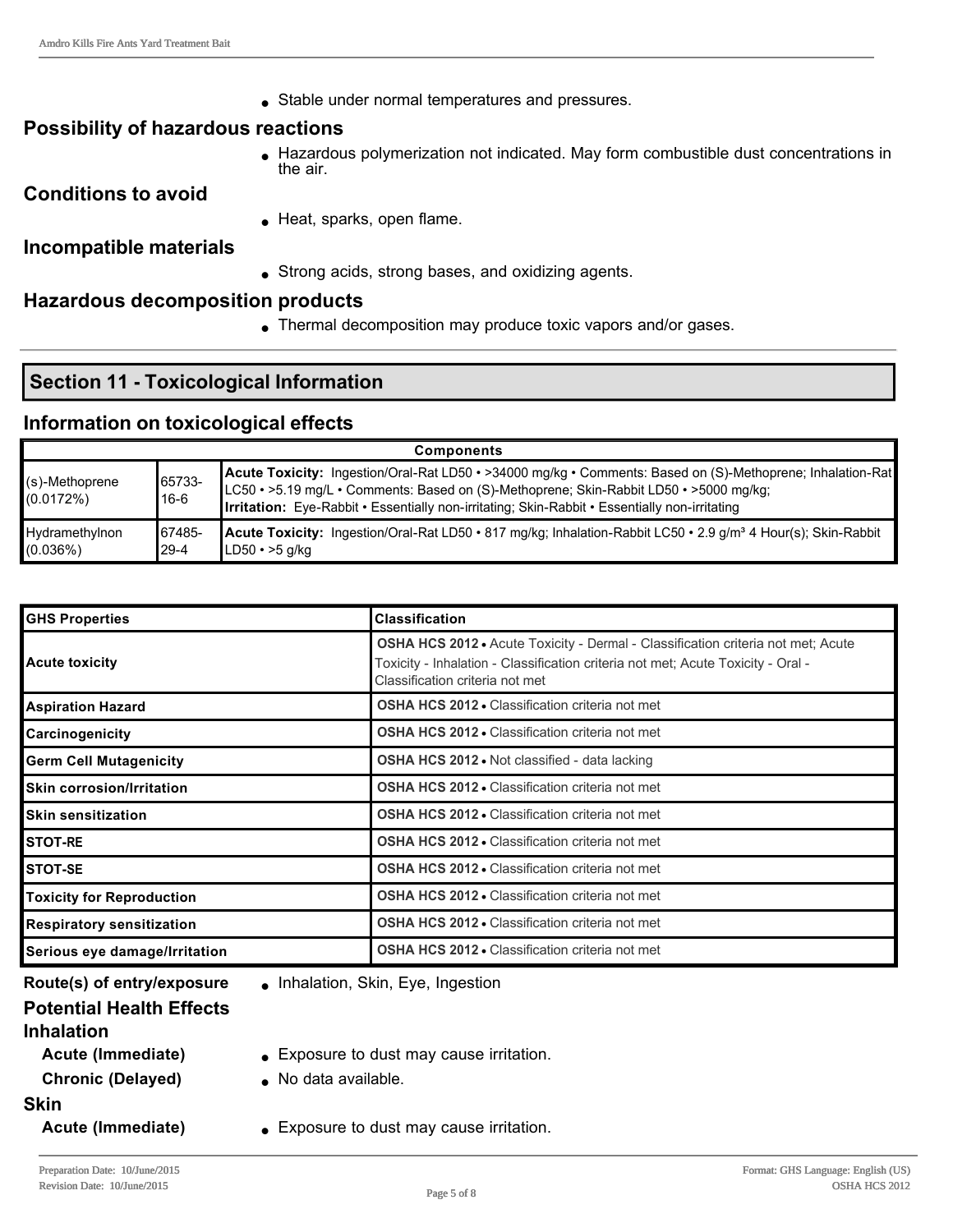- Stable under normal temperatures and pressures.

## Possibility of hazardous reactions

- Hazardous polymerization not indicated. May form combustible dust concentrations in the air.

## Conditions to avoid

- Heat, sparks, open flame.

## Incompatible materials

- Strong acids, strong bases, and oxidizing agents.

## Hazardous decomposition products

- Thermal decomposition may produce toxic vapors and/or gases.

# Section 11 - Toxicological Information

## Information on toxicological effects

| Components | | |
|---|---|---|
| (s)-Methoprene (0.0172%) | 65733-16-6 | **Acute Toxicity:** Ingestion/Oral-Rat LD50 • >34000 mg/kg • Comments: Based on (S)-Methoprene; Inhalation-Rat LC50 • >5.19 mg/L • Comments: Based on (S)-Methoprene; Skin-Rabbit LD50 • >5000 mg/kg; **Irritation:** Eye-Rabbit • Essentially non-irritating; Skin-Rabbit • Essentially non-irritating |
| Hydramethylnon (0.036%) | 67485-29-4 | **Acute Toxicity:** Ingestion/Oral-Rat LD50 • 817 mg/kg; Inhalation-Rabbit LC50 • 2.9 g/m³ 4 Hour(s); Skin-Rabbit LD50 • >5 g/kg |

| GHS Properties | Classification |
|---|---|
| Acute toxicity | **OSHA HCS 2012** • Acute Toxicity - Dermal - Classification criteria not met; Acute Toxicity - Inhalation - Classification criteria not met; Acute Toxicity - Oral - Classification criteria not met |
| Aspiration Hazard | **OSHA HCS 2012** • Classification criteria not met |
| Carcinogenicity | **OSHA HCS 2012** • Classification criteria not met |
| Germ Cell Mutagenicity | **OSHA HCS 2012** • Not classified - data lacking |
| Skin corrosion/Irritation | **OSHA HCS 2012** • Classification criteria not met |
| Skin sensitization | **OSHA HCS 2012** • Classification criteria not met |
| STOT-RE | **OSHA HCS 2012** • Classification criteria not met |
| STOT-SE | **OSHA HCS 2012** • Classification criteria not met |
| Toxicity for Reproduction | **OSHA HCS 2012** • Classification criteria not met |
| Respiratory sensitization | **OSHA HCS 2012** • Classification criteria not met |
| Serious eye damage/Irritation | **OSHA HCS 2012** • Classification criteria not met |

**Route(s) of entry/exposure**

- Inhalation, Skin, Eye, Ingestion

### Potential Health Effects

#### Inhalation

**Acute (Immediate)**

- Exposure to dust may cause irritation.

**Chronic (Delayed)**

- No data available.

#### Skin

**Acute (Immediate)**

- Exposure to dust may cause irritation.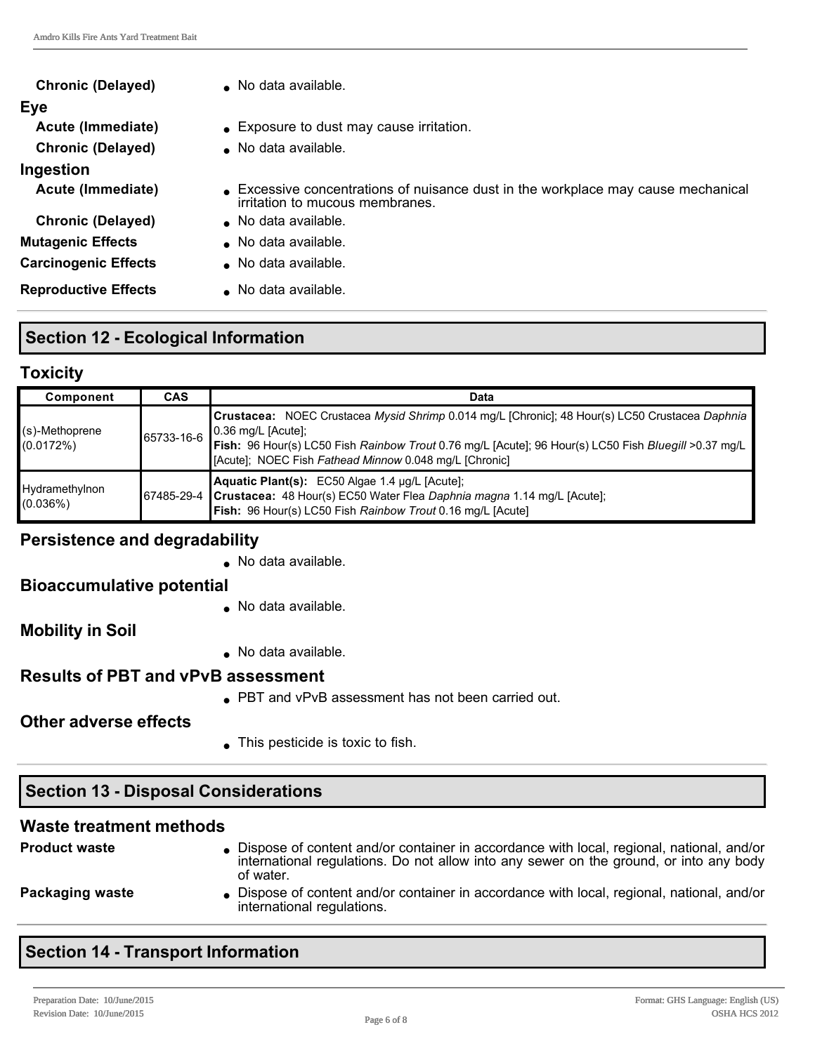**Chronic (Delayed)**
- No data available.

**Eye**

**Acute (Immediate)**
- Exposure to dust may cause irritation.

**Chronic (Delayed)**
- No data available.

**Ingestion**

**Acute (Immediate)**
- Excessive concentrations of nuisance dust in the workplace may cause mechanical irritation to mucous membranes.

**Chronic (Delayed)**
- No data available.

**Mutagenic Effects**
- No data available.

**Carcinogenic Effects**
- No data available.

**Reproductive Effects**
- No data available.

## Section 12 - Ecological Information

### Toxicity

| Component | CAS | Data |
|---|---|---|
| (s)-Methoprene (0.0172%) | 65733-16-6 | **Crustacea:** NOEC Crustacea *Mysid Shrimp* 0.014 mg/L [Chronic]; 48 Hour(s) LC50 Crustacea *Daphnia* 0.36 mg/L [Acute]; **Fish:** 96 Hour(s) LC50 Fish *Rainbow Trout* 0.76 mg/L [Acute]; 96 Hour(s) LC50 Fish *Bluegill* >0.37 mg/L [Acute]; NOEC Fish *Fathead Minnow* 0.048 mg/L [Chronic] |
| Hydramethylnon (0.036%) | 67485-29-4 | **Aquatic Plant(s):** EC50 Algae 1.4 µg/L [Acute]; **Crustacea:** 48 Hour(s) EC50 Water Flea *Daphnia magna* 1.14 mg/L [Acute]; **Fish:** 96 Hour(s) LC50 Fish *Rainbow Trout* 0.16 mg/L [Acute] |

### Persistence and degradability

- No data available.

### Bioaccumulative potential

- No data available.

### Mobility in Soil

- No data available.

### Results of PBT and vPvB assessment

- PBT and vPvB assessment has not been carried out.

### Other adverse effects

- This pesticide is toxic to fish.

## Section 13 - Disposal Considerations

### Waste treatment methods

**Product waste**
- Dispose of content and/or container in accordance with local, regional, national, and/or international regulations. Do not allow into any sewer on the ground, or into any body of water.

**Packaging waste**
- Dispose of content and/or container in accordance with local, regional, national, and/or international regulations.

## Section 14 - Transport Information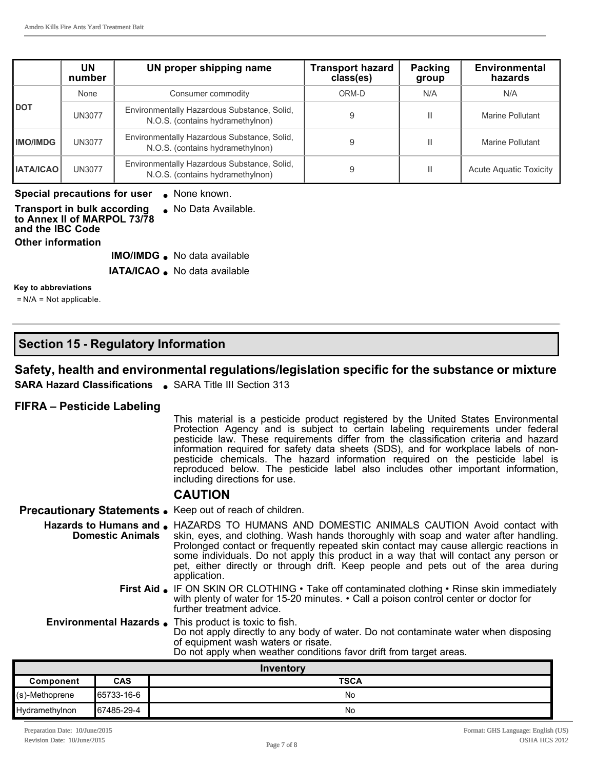| | UN number | UN proper shipping name | Transport hazard class(es) | Packing group | Environmental hazards |
|---|---|---|---|---|---|
| DOT | None | Consumer commodity | ORM-D | N/A | N/A |
| | UN3077 | Environmentally Hazardous Substance, Solid, N.O.S. (contains hydramethylnon) | 9 | III | Marine Pollutant |
| IMO/IMDG | UN3077 | Environmentally Hazardous Substance, Solid, N.O.S. (contains hydramethylnon) | 9 | III | Marine Pollutant |
| IATA/ICAO | UN3077 | Environmentally Hazardous Substance, Solid, N.O.S. (contains hydramethylnon) | 9 | III | Acute Aquatic Toxicity |

**Special precautions for user**
- None known.

**Transport in bulk according to Annex II of MARPOL 73/78 and the IBC Code**
- No Data Available.

**Other information**

**IMO/IMDG**
- No data available

**IATA/ICAO**
- No data available

**Key to abbreviations**

= N/A = Not applicable.

## Section 15 - Regulatory Information

### Safety, health and environmental regulations/legislation specific for the substance or mixture

**SARA Hazard Classifications**
- SARA Title III Section 313

**FIFRA – Pesticide Labeling**

This material is a pesticide product registered by the United States Environmental Protection Agency and is subject to certain labeling requirements under federal pesticide law. These requirements differ from the classification criteria and hazard information required for safety data sheets (SDS), and for workplace labels of non-pesticide chemicals. The hazard information required on the pesticide label is reproduced below. The pesticide label also includes other important information, including directions for use.

### CAUTION

**Precautionary Statements**
- Keep out of reach of children.

**Hazards to Humans and Domestic Animals**
- HAZARDS TO HUMANS AND DOMESTIC ANIMALS CAUTION Avoid contact with skin, eyes, and clothing. Wash hands thoroughly with soap and water after handling. Prolonged contact or frequently repeated skin contact may cause allergic reactions in some individuals. Do not apply this product in a way that will contact any person or pet, either directly or through drift. Keep people and pets out of the area during application.

**First Aid**
- IF ON SKIN OR CLOTHING • Take off contaminated clothing • Rinse skin immediately with plenty of water for 15-20 minutes. • Call a poison control center or doctor for further treatment advice.

**Environmental Hazards**
- This product is toxic to fish.
  Do not apply directly to any body of water. Do not contaminate water when disposing of equipment wash waters or risate.
  Do not apply when weather conditions favor drift from target areas.

| Inventory | | |
|---|---|---|
| **Component** | **CAS** | **TSCA** |
| (s)-Methoprene | 65733-16-6 | No |
| Hydramethylnon | 67485-29-4 | No |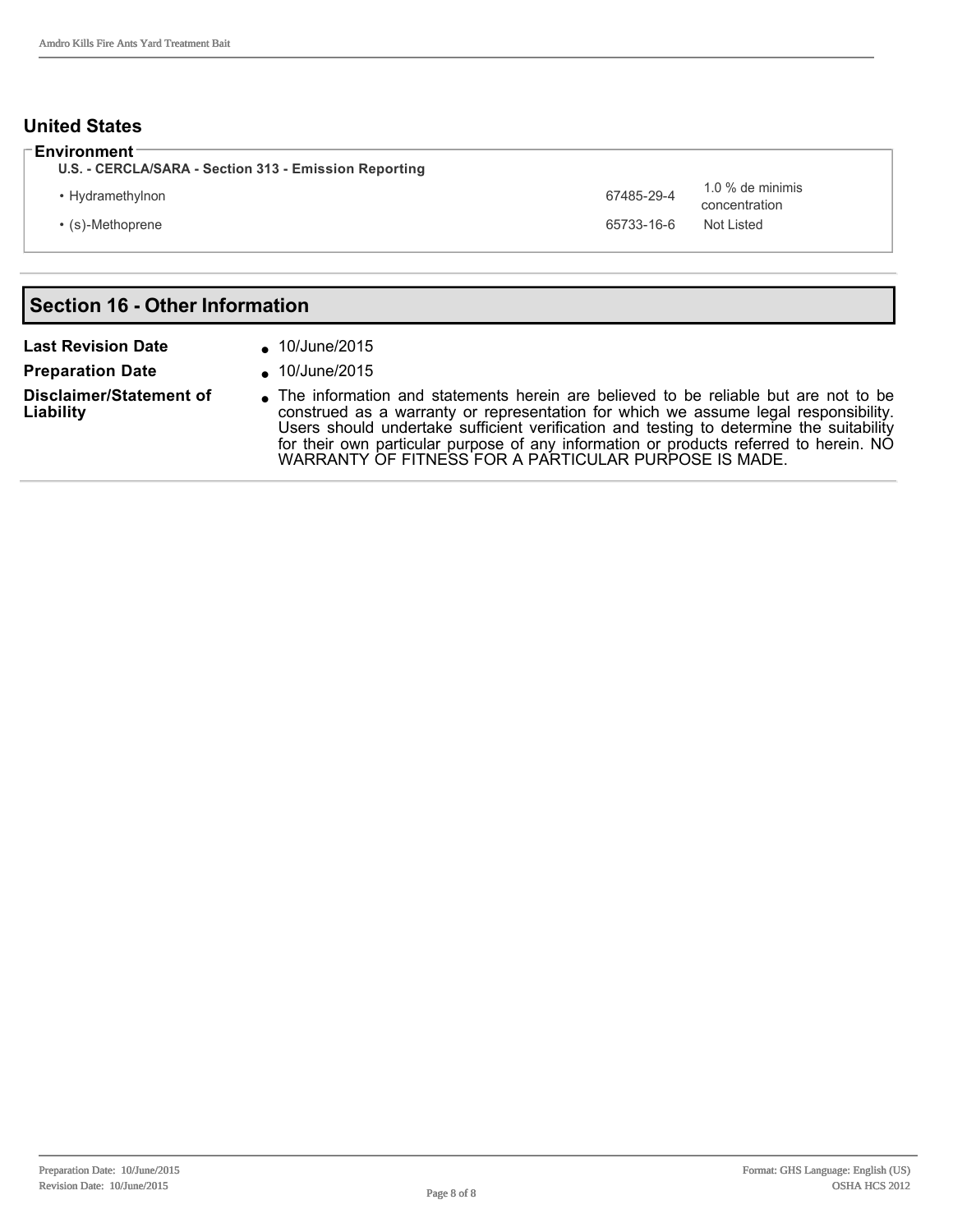## United States

**Environment**

**U.S. - CERCLA/SARA - Section 313 - Emission Reporting**

| | | |
|---|---|---|
| • Hydramethylnon | 67485-29-4 | 1.0 % de minimis concentration |
| • (s)-Methoprene | 65733-16-6 | Not Listed |

## Section 16 - Other Information

**Last Revision Date**
- 10/June/2015

**Preparation Date**
- 10/June/2015

**Disclaimer/Statement of Liability**
- The information and statements herein are believed to be reliable but are not to be construed as a warranty or representation for which we assume legal responsibility. Users should undertake sufficient verification and testing to determine the suitability for their own particular purpose of any information or products referred to herein. NO WARRANTY OF FITNESS FOR A PARTICULAR PURPOSE IS MADE.